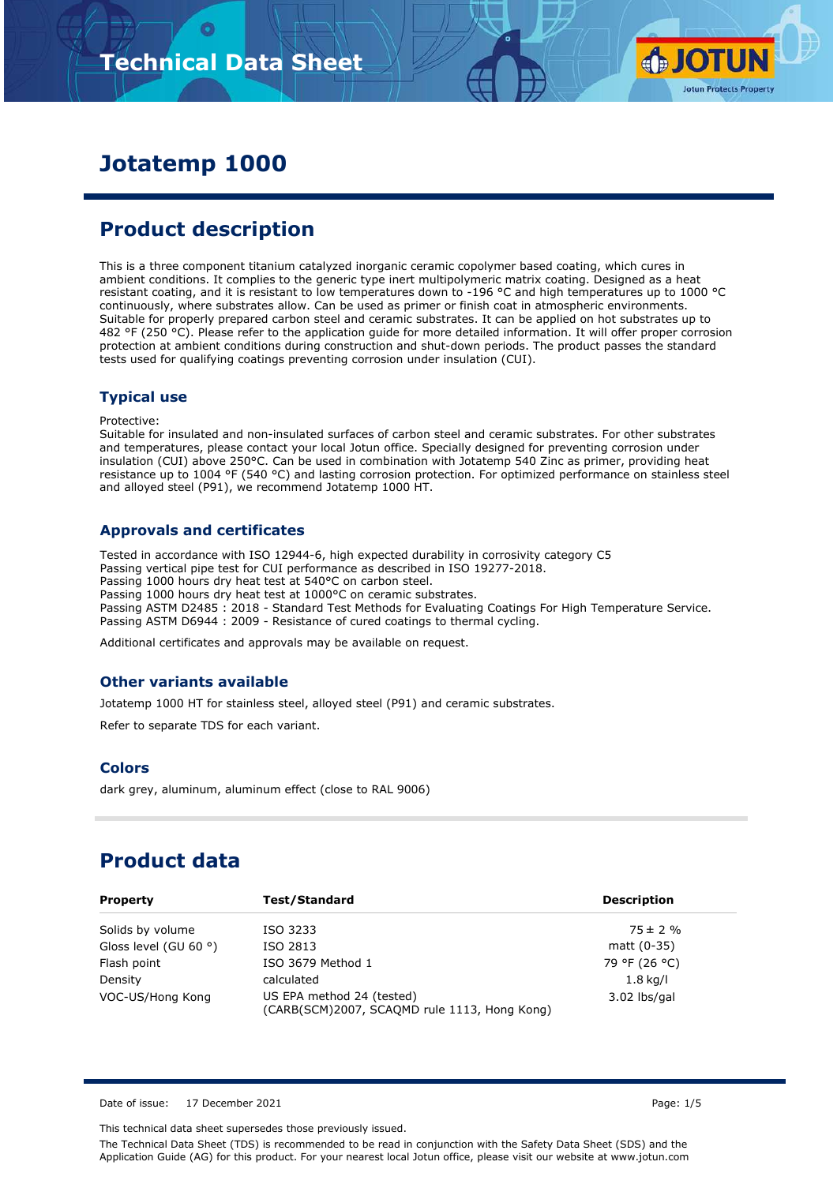# Jotatemp 1000

## Product description

This is a three component titanium catalyzed inorganic ceramic copolymer based coating, which cures in ambient conditions. It complies to the generic type inert multipolymeric matrix coating. Designed as a heat resistant coating, and it is resistant to low temperatures down to -196 °C and high temperatures up to 1000 °C continuously, where substrates allow. Can be used as primer or finish coat in atmospheric environments. Suitable for properly prepared carbon steel and ceramic substrates. It can be applied on hot substrates up to 482 °F (250 °C). Please refer to the application guide for more detailed information. It will offer proper corrosion protection at ambient conditions during construction and shut-down periods. The product passes the standard tests used for qualifying coatings preventing corrosion under insulation (CUI).

### Typical use

Protective:
Suitable for insulated and non-insulated surfaces of carbon steel and ceramic substrates. For other substrates and temperatures, please contact your local Jotun office. Specially designed for preventing corrosion under insulation (CUI) above 250°C. Can be used in combination with Jotatemp 540 Zinc as primer, providing heat resistance up to 1004 °F (540 °C) and lasting corrosion protection. For optimized performance on stainless steel and alloyed steel (P91), we recommend Jotatemp 1000 HT.

### Approvals and certificates

Tested in accordance with ISO 12944-6, high expected durability in corrosivity category C5
Passing vertical pipe test for CUI performance as described in ISO 19277-2018.
Passing 1000 hours dry heat test at 540°C on carbon steel.
Passing 1000 hours dry heat test at 1000°C on ceramic substrates.
Passing ASTM D2485 : 2018 - Standard Test Methods for Evaluating Coatings For High Temperature Service.
Passing ASTM D6944 : 2009 - Resistance of cured coatings to thermal cycling.

Additional certificates and approvals may be available on request.

### Other variants available

Jotatemp 1000 HT for stainless steel, alloyed steel (P91) and ceramic substrates.

Refer to separate TDS for each variant.

### Colors

dark grey, aluminum, aluminum effect (close to RAL 9006)

## Product data

| Property | Test/Standard | Description |
|---|---|---|
| Solids by volume | ISO 3233 | 75 ± 2 % |
| Gloss level (GU 60 °) | ISO 2813 | matt (0-35) |
| Flash point | ISO 3679 Method 1 | 79 °F (26 °C) |
| Density | calculated | 1.8 kg/l |
| VOC-US/Hong Kong | US EPA method 24 (tested) (CARB(SCM)2007, SCAQMD rule 1113, Hong Kong) | 3.02 lbs/gal |

Date of issue: 17 December 2021

This technical data sheet supersedes those previously issued.

The Technical Data Sheet (TDS) is recommended to be read in conjunction with the Safety Data Sheet (SDS) and the Application Guide (AG) for this product. For your nearest local Jotun office, please visit our website at www.jotun.com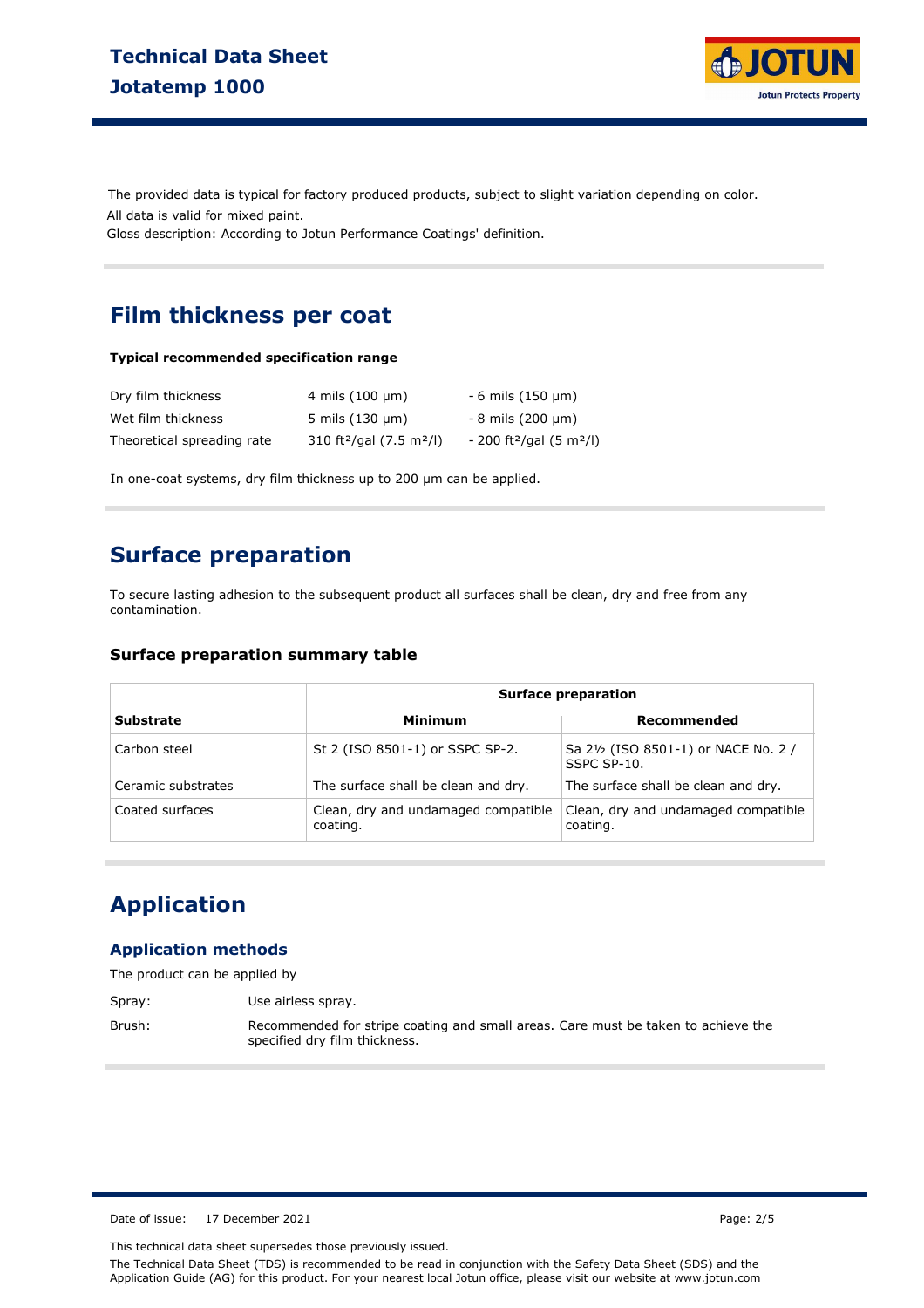The provided data is typical for factory produced products, subject to slight variation depending on color.
All data is valid for mixed paint.
Gloss description: According to Jotun Performance Coatings' definition.

## Film thickness per coat

**Typical recommended specification range**

| | | |
|---|---|---|
| Dry film thickness | 4 mils (100 µm) | - 6 mils (150 µm) |
| Wet film thickness | 5 mils (130 µm) | - 8 mils (200 µm) |
| Theoretical spreading rate | 310 ft²/gal (7.5 m²/l) | - 200 ft²/gal (5 m²/l) |

In one-coat systems, dry film thickness up to 200 µm can be applied.

## Surface preparation

To secure lasting adhesion to the subsequent product all surfaces shall be clean, dry and free from any contamination.

### Surface preparation summary table

| | Surface preparation | |
|---|---|---|
| **Substrate** | **Minimum** | **Recommended** |
| Carbon steel | St 2 (ISO 8501-1) or SSPC SP-2. | Sa 2½ (ISO 8501-1) or NACE No. 2 / SSPC SP-10. |
| Ceramic substrates | The surface shall be clean and dry. | The surface shall be clean and dry. |
| Coated surfaces | Clean, dry and undamaged compatible coating. | Clean, dry and undamaged compatible coating. |

## Application

### Application methods

The product can be applied by

Spray: Use airless spray.

Brush: Recommended for stripe coating and small areas. Care must be taken to achieve the specified dry film thickness.

Date of issue: 17 December 2021

This technical data sheet supersedes those previously issued.

The Technical Data Sheet (TDS) is recommended to be read in conjunction with the Safety Data Sheet (SDS) and the Application Guide (AG) for this product. For your nearest local Jotun office, please visit our website at www.jotun.com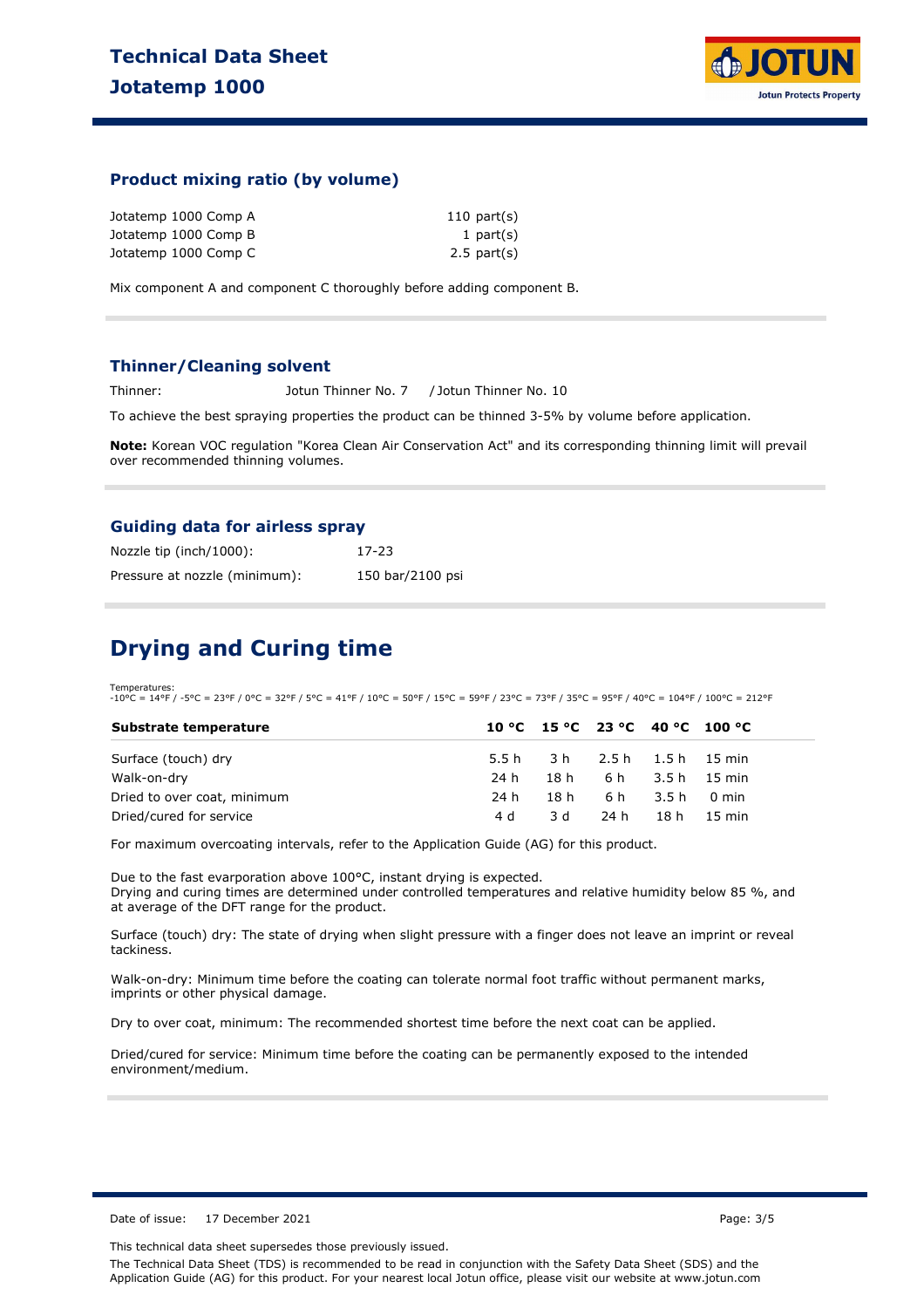## Product mixing ratio (by volume)

| | |
|---|---|
| Jotatemp 1000 Comp A | 110 part(s) |
| Jotatemp 1000 Comp B | 1 part(s) |
| Jotatemp 1000 Comp C | 2.5 part(s) |

Mix component A and component C thoroughly before adding component B.

## Thinner/Cleaning solvent

Thinner: Jotun Thinner No. 7 / Jotun Thinner No. 10

To achieve the best spraying properties the product can be thinned 3-5% by volume before application.

**Note:** Korean VOC regulation "Korea Clean Air Conservation Act" and its corresponding thinning limit will prevail over recommended thinning volumes.

## Guiding data for airless spray

| | |
|---|---|
| Nozzle tip (inch/1000): | 17-23 |
| Pressure at nozzle (minimum): | 150 bar/2100 psi |

# Drying and Curing time

Temperatures:
-10°C = 14°F / -5°C = 23°F / 0°C = 32°F / 5°C = 41°F / 10°C = 50°F / 15°C = 59°F / 23°C = 73°F / 35°C = 95°F / 40°C = 104°F / 100°C = 212°F

| Substrate temperature | 10 °C | 15 °C | 23 °C | 40 °C | 100 °C |
|---|---|---|---|---|---|
| Surface (touch) dry | 5.5 h | 3 h | 2.5 h | 1.5 h | 15 min |
| Walk-on-dry | 24 h | 18 h | 6 h | 3.5 h | 15 min |
| Dried to over coat, minimum | 24 h | 18 h | 6 h | 3.5 h | 0 min |
| Dried/cured for service | 4 d | 3 d | 24 h | 18 h | 15 min |

For maximum overcoating intervals, refer to the Application Guide (AG) for this product.

Due to the fast evarporation above 100°C, instant drying is expected.
Drying and curing times are determined under controlled temperatures and relative humidity below 85 %, and at average of the DFT range for the product.

Surface (touch) dry: The state of drying when slight pressure with a finger does not leave an imprint or reveal tackiness.

Walk-on-dry: Minimum time before the coating can tolerate normal foot traffic without permanent marks, imprints or other physical damage.

Dry to over coat, minimum: The recommended shortest time before the next coat can be applied.

Dried/cured for service: Minimum time before the coating can be permanently exposed to the intended environment/medium.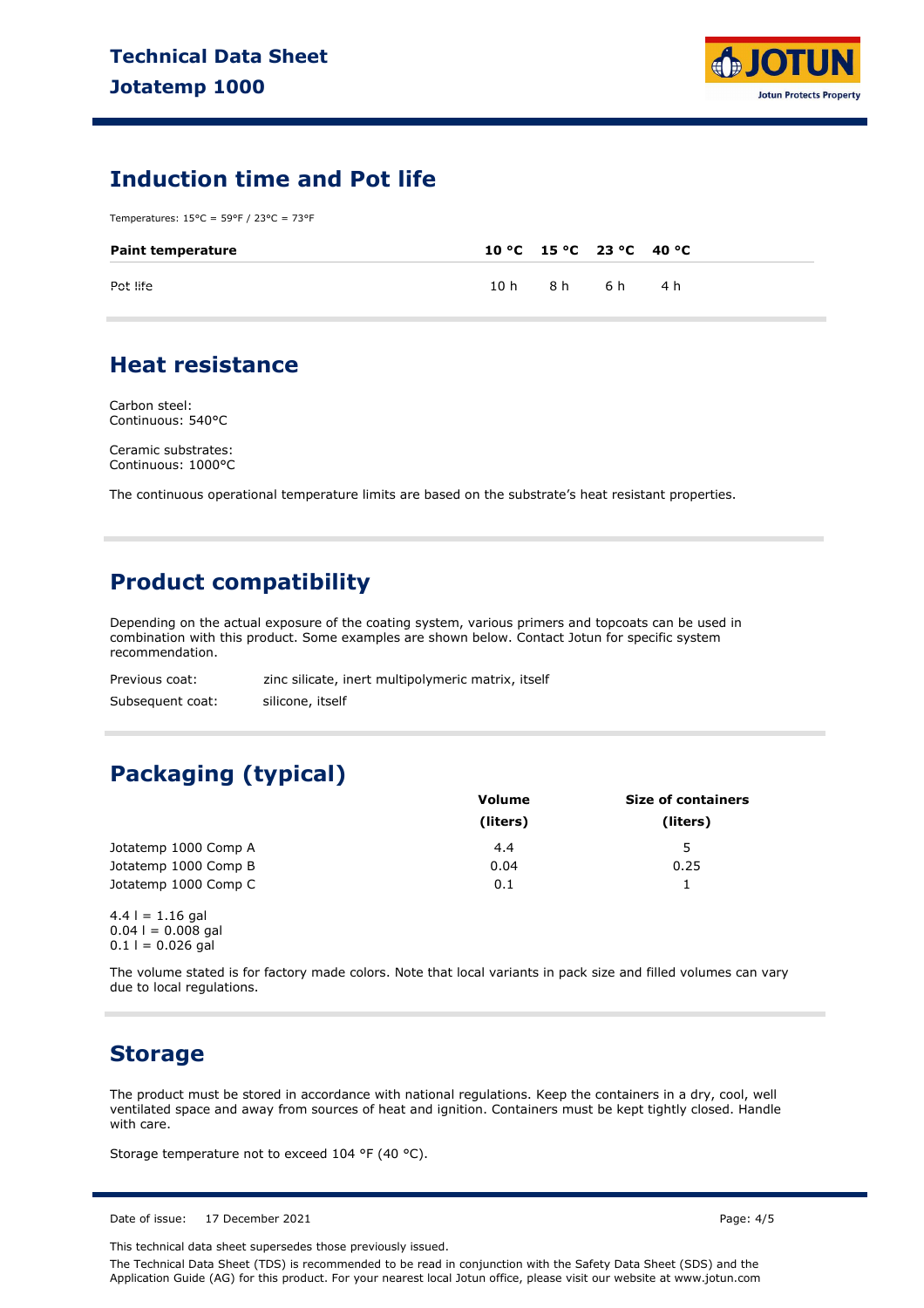## Induction time and Pot life

Temperatures: 15°C = 59°F / 23°C = 73°F

| Paint temperature | 10 °C | 15 °C | 23 °C | 40 °C |
|---|---|---|---|---|
| Pot life | 10 h | 8 h | 6 h | 4 h |

## Heat resistance

Carbon steel:
Continuous: 540°C

Ceramic substrates:
Continuous: 1000°C

The continuous operational temperature limits are based on the substrate's heat resistant properties.

## Product compatibility

Depending on the actual exposure of the coating system, various primers and topcoats can be used in combination with this product. Some examples are shown below. Contact Jotun for specific system recommendation.

| | |
|---|---|
| Previous coat: | zinc silicate, inert multipolymeric matrix, itself |
| Subsequent coat: | silicone, itself |

## Packaging (typical)

| | Volume (liters) | Size of containers (liters) |
|---|---|---|
| Jotatemp 1000 Comp A | 4.4 | 5 |
| Jotatemp 1000 Comp B | 0.04 | 0.25 |
| Jotatemp 1000 Comp C | 0.1 | 1 |

4.4 l = 1.16 gal
0.04 l = 0.008 gal
0.1 l = 0.026 gal

The volume stated is for factory made colors. Note that local variants in pack size and filled volumes can vary due to local regulations.

## Storage

The product must be stored in accordance with national regulations. Keep the containers in a dry, cool, well ventilated space and away from sources of heat and ignition. Containers must be kept tightly closed. Handle with care.

Storage temperature not to exceed 104 °F (40 °C).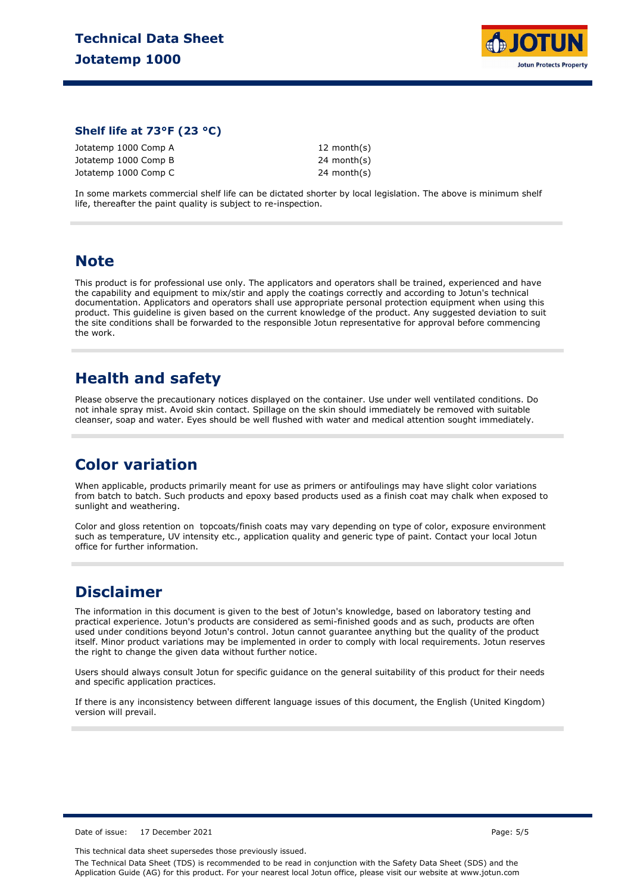### Shelf life at 73°F (23 °C)

| | |
|---|---|
| Jotatemp 1000 Comp A | 12 month(s) |
| Jotatemp 1000 Comp B | 24 month(s) |
| Jotatemp 1000 Comp C | 24 month(s) |

In some markets commercial shelf life can be dictated shorter by local legislation. The above is minimum shelf life, thereafter the paint quality is subject to re-inspection.

## Note

This product is for professional use only. The applicators and operators shall be trained, experienced and have the capability and equipment to mix/stir and apply the coatings correctly and according to Jotun's technical documentation. Applicators and operators shall use appropriate personal protection equipment when using this product. This guideline is given based on the current knowledge of the product. Any suggested deviation to suit the site conditions shall be forwarded to the responsible Jotun representative for approval before commencing the work.

## Health and safety

Please observe the precautionary notices displayed on the container. Use under well ventilated conditions. Do not inhale spray mist. Avoid skin contact. Spillage on the skin should immediately be removed with suitable cleanser, soap and water. Eyes should be well flushed with water and medical attention sought immediately.

## Color variation

When applicable, products primarily meant for use as primers or antifoulings may have slight color variations from batch to batch. Such products and epoxy based products used as a finish coat may chalk when exposed to sunlight and weathering.

Color and gloss retention on topcoats/finish coats may vary depending on type of color, exposure environment such as temperature, UV intensity etc., application quality and generic type of paint. Contact your local Jotun office for further information.

## Disclaimer

The information in this document is given to the best of Jotun's knowledge, based on laboratory testing and practical experience. Jotun's products are considered as semi-finished goods and as such, products are often used under conditions beyond Jotun's control. Jotun cannot guarantee anything but the quality of the product itself. Minor product variations may be implemented in order to comply with local requirements. Jotun reserves the right to change the given data without further notice.

Users should always consult Jotun for specific guidance on the general suitability of this product for their needs and specific application practices.

If there is any inconsistency between different language issues of this document, the English (United Kingdom) version will prevail.